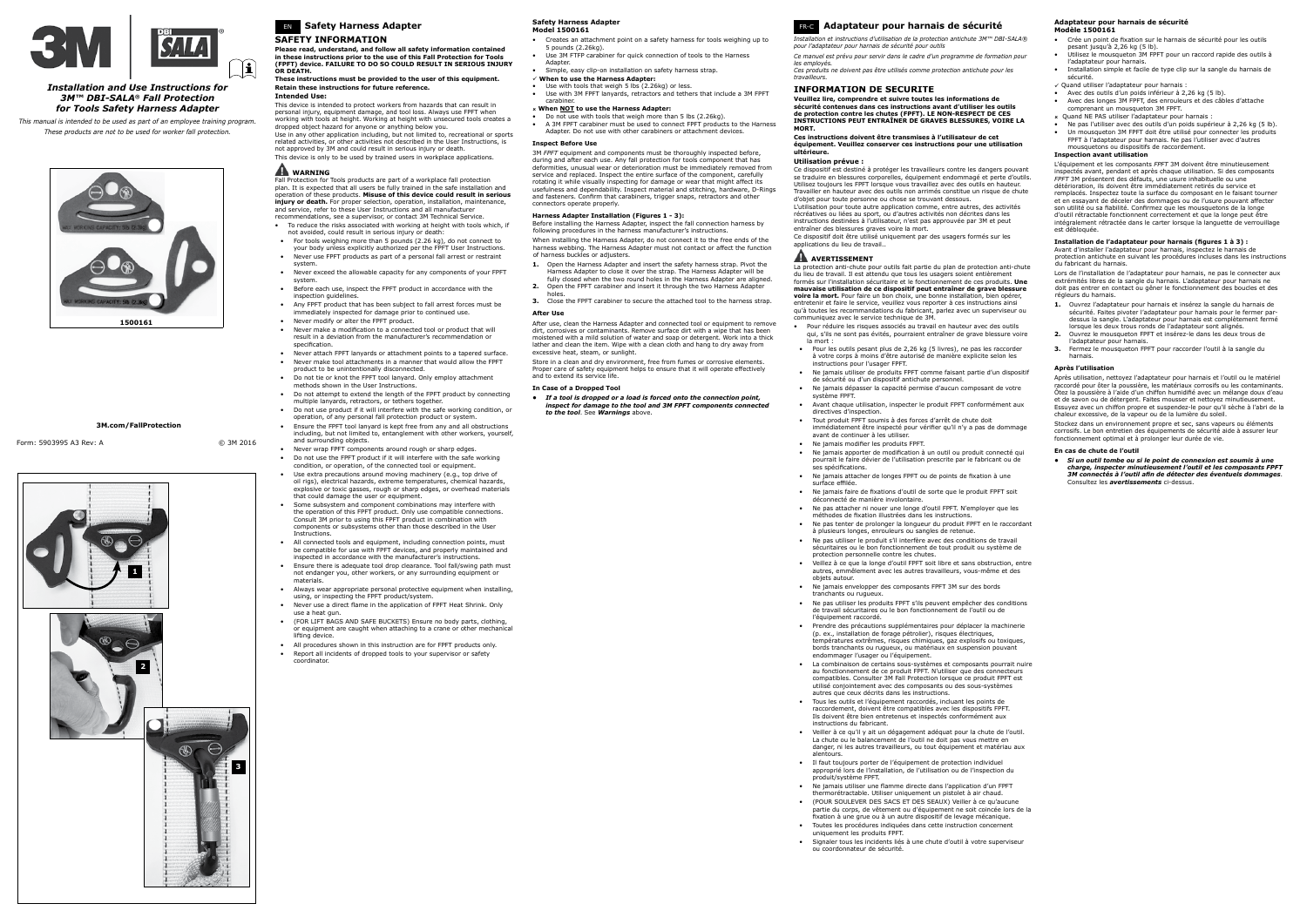# Installation and Use Instructions for 3M™ DBI-SALA® Fall Protection for Tools Safety Harness Adapter

*This manual is intended to be used as part of an employee training program. These products are not to be used for worker fall protection.*

1500161

**3M.com/FallProtection**

Form: 5903995 A3 Rev: A © 3M 2016

1

2

3

## EN Safety Harness Adapter

### SAFETY INFORMATION

**Please read, understand, and follow all safety information contained in these instructions prior to the use of this Fall Protection for Tools (FPFT) device. FAILURE TO DO SO COULD RESULT IN SERIOUS INJURY OR DEATH.**

**These instructions must be provided to the user of this equipment. Retain these instructions for future reference.**

**Intended Use:**

This device is intended to protect workers from hazards that can result in personal injury, equipment damage, and tool loss. Always use FPFT when working with tools at height. Working at height with unsecured tools creates a dropped object hazard for anyone or anything below you.

Use in any other application including, but not limited to, recreational or sports related activities, or other activities not described in the User Instructions, is not approved by 3M and could result in serious injury or death.

This device is only to be used by trained users in workplace applications.

### WARNING

Fall Protection for Tools products are part of a workplace fall protection plan. It is expected that all users be fully trained in the safe installation and operation of these products. **Misuse of this device could result in serious injury or death.** For proper selection, operation, installation, maintenance, and service, refer to these User Instructions and all manufacturer recommendations, see a supervisor, or contact 3M Technical Service.

- To reduce the risks associated with working at height with tools which, if not avoided, could result in serious injury or death:
- For tools weighing more than 5 pounds (2.26 kg), do not connect to your body unless explicitly authorized per the FPFT User Instructions.
- Never use FPFT products as part of a personal fall arrest or restraint system.
- Never exceed the allowable capacity for any components of your FPFT system.
- Before each use, inspect the FPFT product in accordance with the inspection guidelines.
- Any FPFT product that has been subject to fall arrest forces must be immediately inspected for damage prior to continued use.
- Never modify or alter the FPFT product.
- Never make a modification to a connected tool or product that will result in a deviation from the manufacturer's recommendation or specification.
- Never attach FPFT lanyards or attachment points to a tapered surface.
- Never make tool attachments in a manner that would allow the FPFT product to be unintentionally disconnected.
- Do not tie or knot the FPFT tool lanyard. Only employ attachment methods shown in the User Instructions.
- Do not attempt to extend the length of the FPFT product by connecting multiple lanyards, retractors, or tethers together.
- Do not use product if it will interfere with the safe working condition, or operation, of any personal fall protection product or system.
- Ensure the FPFT tool lanyard is kept free from any and all obstructions including, but not limited to, entanglement with other workers, yourself, and surrounding objects.
- Never wrap FPFT components around rough or sharp edges.
- Do not use the FPFT product if it will interfere with the safe working condition, or operation, of the connected tool or equipment.
- Use extra precautions around moving machinery (e.g., top drive of oil rigs), electrical hazards, extreme temperatures, chemical hazards, explosive or toxic gasses, rough or sharp edges, or overhead materials that could damage the user or equipment.
- Some subsystem and component combinations may interfere with the operation of this FPFT product. Only use compatible connections. Consult 3M prior to using this FPFT product in combination with components or subsystems other than those described in the User Instructions.
- All connected tools and equipment, including connection points, must be compatible for use with FPFT devices, and properly maintained and inspected in accordance with the manufacturer's instructions.
- Ensure there is adequate tool drop clearance. Tool fall/swing path must not endanger you, other workers, or any surrounding equipment or materials.
- Always wear appropriate personal protective equipment when installing, using, or inspecting the FPFT product/system.
- Never use a direct flame in the application of FPFT Heat Shrink. Only use a heat gun.
- (FOR LIFT BAGS AND SAFE BUCKETS) Ensure no body parts, clothing, or equipment are caught when attaching to a crane or other mechanical lifting device.
- All procedures shown in this instruction are for FPFT products only.
- Report all incidents of dropped tools to your supervisor or safety coordinator.

### Safety Harness Adapter Model 1500161

- Creates an attachment point on a safety harness for tools weighing up to 5 pounds (2.26kg).
- Use 3M FTFP carabiner for quick connection of tools to the Harness Adapter.
- Simple, easy clip-on installation on safety harness strap.

✓ **When to use the Harness Adapter:**

- Use with tools that weigh 5 lbs (2.26kg) or less.
- Use with 3M FPFT lanyards, retractors and tethers that include a 3M FPFT carabiner.

✗ **When NOT to use the Harness Adapter:**

- Do not use with tools that weigh more than 5 lbs (2.26kg).
- A 3M FPFT carabiner must be used to connect FPFT products to the Harness Adapter. Do not use with other carabiners or attachment devices.

### Inspect Before Use

3M *FPFT* equipment and components must be thoroughly inspected before, during and after each use. Any fall protection for tools component that has deformities, unusual wear or deterioration must be immediately removed from service and replaced. Inspect the entire surface of the component, carefully rotating it while visually inspecting for damage or wear that might affect its usefulness and dependability. Inspect material and stitching, hardware, D-Rings and fasteners. Confirm that carabiners, trigger snaps, retractors and other connectors operate properly.

### Harness Adapter Installation (Figures 1 - 3):

Before installing the Harness Adapter, inspect the fall connection harness by following procedures in the harness manufacturer's instructions.

When installing the Harness Adapter, do not connect it to the free ends of the harness webbing. The Harness Adapter must not contact or affect the function of harness buckles or adjusters.

1. Open the Harness Adapter and insert the safety harness strap. Pivot the Harness Adapter to close it over the strap. The Harness Adapter will be fully closed when the two round holes in the Harness Adapter are aligned.
2. Open the FPFT carabiner and insert it through the two Harness Adapter holes.
3. Close the FPFT carabiner to secure the attached tool to the harness strap.

### After Use

After use, clean the Harness Adapter and connected tool or equipment to remove dirt, corrosives or contaminants. Remove surface dirt with a wipe that has been moistened with a mild solution of water and soap or detergent. Work into a thick lather and clean the item. Wipe with a clean cloth and hang to dry away from excessive heat, steam, or sunlight.

Store in a clean and dry environment, free from fumes or corrosive elements. Proper care of safety equipment helps to ensure that it will operate effectively and to extend its service life.

### In Case of a Dropped Tool

- ***If a tool is dropped or a load is forced onto the connection point, inspect for damage to the tool and 3M FPFT components connected to the tool***. See ***Warnings*** above.

## FR-C Adaptateur pour harnais de sécurité

*Installation et instructions d'utilisation de la protection antichute 3M™ DBI-SALA® pour l'adaptateur pour harnais de sécurité pour outils*

*Ce manuel est prévu pour servir dans le cadre d'un programme de formation pour les employés.*

*Ces produits ne doivent pas être utilisés comme protection antichute pour les travailleurs.*

### INFORMATION DE SECURITE

**Veuillez lire, comprendre et suivre toutes les informations de sécurité contenues dans ces instructions avant d'utiliser les outils de protection contre les chutes (FPFT). LE NON-RESPECT DE CES INSTRUCTIONS PEUT ENTRAÎNER DE GRAVES BLESSURES, VOIRE LA MORT.**

**Ces instructions doivent être transmises à l'utilisateur de cet équipement. Veuillez conserver ces instructions pour une utilisation ultérieure.**

**Utilisation prévue :**

Ce dispositif est destiné à protéger les travailleurs contre les dangers pouvant se traduire en blessures corporelles, équipement endommagé et perte d'outils. Utilisez toujours les FPFT lorsque vous travaillez avec des outils en hauteur. Travailler en hauteur avec des outils non arrimés constitue un risque de chute d'objet pour toute personne ou chose se trouvant dessous.

L'utilisation pour toute autre application comme, entre autres, des activités récréatives ou liées au sport, ou d'autres activités non décrites dans les instructions destinées à l'utilisateur, n'est pas approuvée par 3M et peut entraîner des blessures graves voire la mort.

Ce dispositif doit être utilisé uniquement par des usagers formés sur les applications du lieu de travail..

### AVERTISSEMENT

La protection anti-chute pour outils fait partie du plan de protection anti-chute du lieu de travail. Il est attendu que tous les usagers soient entièrement formés sur l'installation sécuritaire et le fonctionnement de ces produits. **Une mauvaise utilisation de ce dispositif peut entraîner de grave blessure voire la mort.** Pour faire un bon choix, une bonne installation, bien opérer, entretenir et faire le service, veuillez vous reporter à ces instructions ainsi qu'à toutes les recommandations du fabricant, parlez avec un superviseur ou communiquez avec le service technique de 3M.

- Pour réduire les risques associés au travail en hauteur avec des outils qui, s'ils ne sont pas évités, pourraient entraîner de grave blessure voire la mort :
- Pour les outils pesant plus de 2,26 kg (5 livres), ne pas les raccorder à votre corps à moins d'être autorisé de manière explicite selon les instructions pour l'usager FPFT.
- Ne jamais utiliser de produits FPFT comme faisant partie d'un dispositif de sécurité ou d'un dispositif antichute personnel.
- Ne jamais dépasser la capacité permise d'aucun composant de votre système FPFT.
- Avant chaque utilisation, inspecter le produit FPFT conformément aux directives d'inspection.
- Tout produit FPFT soumis à des forces d'arrêt de chute doit immédiatement être inspecté pour vérifier qu'il n'y a pas de dommage avant de continuer à les utiliser.
- Ne jamais modifier les produits FPFT.
- Ne jamais apporter de modification à un outil ou produit connecté qui pourrait le faire dévier de l'utilisation prescrite par le fabricant ou de ses spécifications.
- Ne jamais attacher de longes FPFT ou de points de fixation à une surface effilée.
- Ne jamais faire de fixations d'outil de sorte que le produit FPFT soit déconnecté de manière involontaire.
- Ne pas attacher ni nouer une longe d'outil FPFT. N'employer que les méthodes de fixation illustrées dans les instructions.
- Ne pas tenter de prolonger la longueur du produit FPFT en le raccordant à plusieurs longes, enrouleurs ou sangles de retenue.
- Ne pas utiliser le produit s'il interfère avec des conditions de travail sécuritaires ou le bon fonctionnement de tout produit ou système de protection personnelle contre les chutes.
- Veillez à ce que la longe d'outil FPFT soit libre et sans obstruction, entre autres, emmêlement avec les autres travailleurs, vous-même et des objets autour.
- Ne jamais envelopper des composants FPFT 3M sur des bords tranchants ou rugueux.
- Ne pas utiliser les produits FPFT s'ils peuvent empêcher des conditions de travail sécuritaires ou le bon fonctionnement de l'outil ou de l'équipement raccordé.
- Prendre des précautions supplémentaires pour déplacer la machinerie (p. ex., installation de forage pétrolier), risques électriques, températures extrêmes, risques chimiques, gaz explosifs ou toxiques, bords tranchants ou rugueux, ou matériaux en suspension pouvant endommager l'usager ou l'équipement.
- La combinaison de certains sous-systèmes et composants pourrait nuire au fonctionnement de ce produit FPFT. N'utiliser que des connecteurs compatibles. Consulter 3M Fall Protection lorsque ce produit FPFT est utilisé conjointement avec des composants ou des sous-systèmes autres que ceux décrits dans les instructions.
- Tous les outils et l'équipement raccordés, incluant les points de raccordement, doivent être compatibles avec les dispositifs FPFT. Ils doivent être bien entretenus et inspectés conformément aux instructions du fabricant.
- Veiller à ce qu'il y ait un dégagement adéquat pour la chute de l'outil. La chute ou le balancement de l'outil ne doit pas vous mettre en danger, ni les autres travailleurs, ou tout équipement et matériau aux alentours.
- Il faut toujours porter de l'équipement de protection individuel approprié lors de l'installation, de l'utilisation ou de l'inspection du produit/système FPFT.
- Ne jamais utiliser une flamme directe dans l'application d'un FPFT thermorétractable. Utiliser uniquement un pistolet à air chaud.
- (POUR SOULEVER DES SACS ET DES SEAUX) Veiller à ce qu'aucune partie du corps, de vêtement ou d'équipement ne soit coincée lors de la fixation à une grue ou à un autre dispositif de levage mécanique.
- Toutes les procédures indiquées dans cette instruction concernent uniquement les produits FPFT.
- Signaler tous les incidents liés à une chute d'outil à votre superviseur ou coordonnateur de sécurité.

### Adaptateur pour harnais de sécurité Modèle 1500161

- Crée un point de fixation sur le harnais de sécurité pour les outils pesant jusqu'à 2,26 kg (5 lb).
- Utilisez le mousqueton 3M FPFT pour un raccord rapide des outils à l'adaptateur pour harnais.
- Installation simple et facile de type clip sur la sangle du harnais de sécurité.

✓ Quand utiliser l'adaptateur pour harnais :

- Avec des outils d'un poids inférieur à 2,26 kg (5 lb).
- Avec des longes 3M FPFT, des enrouleurs et des câbles d'attache comprenant un mousqueton 3M FPFT.

✗ Quand NE PAS utiliser l'adaptateur pour harnais :

- Ne pas l'utiliser avec des outils d'un poids supérieur à 2,26 kg (5 lb).
- Un mousqueton 3M FPFT doit être utilisé pour connecter les produits FPFT à l'adaptateur pour harnais. Ne pas l'utiliser avec d'autres mousquetons ou dispositifs de raccordement.

### Inspection avant utilisation

L'équipement et les composants *FPFT* 3M doivent être minutieusement inspectés avant, pendant et après chaque utilisation. Si des composants *FPFT* 3M présentent des défauts, une usure inhabituelle ou une détérioration, ils doivent être immédiatement retirés du service et remplacés. Inspectez toute la surface du composant en le faisant tourner et en essayant de déceler des dommages ou de l'usure pouvant affecter son utilité ou sa fiabilité. Confirmez que les mousquetons de la longe d'outil rétractable fonctionnent correctement et que la longe peut être intégralement rétractée dans le carter lorsque la languette de verrouillage est débloquée.

### Installation de l'adaptateur pour harnais (figures 1 à 3) :

Avant d'installer l'adaptateur pour harnais, inspectez le harnais de protection antichute en suivant les procédures incluses dans les instructions du fabricant du harnais.

Lors de l'installation de l'adaptateur pour harnais, ne le connectez aux extrémités libres de la sangle du harnais. L'adaptateur pour harnais ne doit pas entrer en contact ou gêner le fonctionnement des boucles et des régleurs du harnais.

1. Ouvrez l'adaptateur pour harnais et insérez la sangle du harnais de sécurité. Faites pivoter l'adaptateur pour harnais pour le fermer par-dessus la sangle. L'adaptateur pour harnais est complètement fermé lorsque les deux trous ronds de l'adaptateur sont alignés.
2. Ouvrez le mousqueton FPFT et insérez-le dans les deux trous de l'adaptateur pour harnais.
3. Fermez le mousqueton FPFT pour raccorder l'outil à la sangle du harnais.

### Après l'utilisation

Après utilisation, nettoyez l'adaptateur pour harnais et l'outil ou le matériel raccordé pour ôter la poussière, les matériaux corrosifs ou les contaminants. Ôtez la poussière à l'aide d'un chiffon humidifié avec un mélange doux d'eau et de savon ou de détergent. Faites mousser et nettoyez minutieusement. Essuyez avec un chiffon propre et suspendez-le pour qu'il sèche à l'abri de la chaleur excessive, de la vapeur ou de la lumière du soleil.

Stockez dans un environnement propre et sec, sans vapeurs ou éléments corrosifs. Le bon entretien des équipements de sécurité aide à assurer leur fonctionnement optimal et à prolonger leur durée de vie.

### En cas de chute de l'outil

- ***Si un outil tombe ou si le point de connexion est soumis à une charge, inspecter minutieusement l'outil et les composants FPFT 3M connectés à l'outil afin de détecter des éventuels dommages***. Consultez les ***avertissements*** ci-dessus.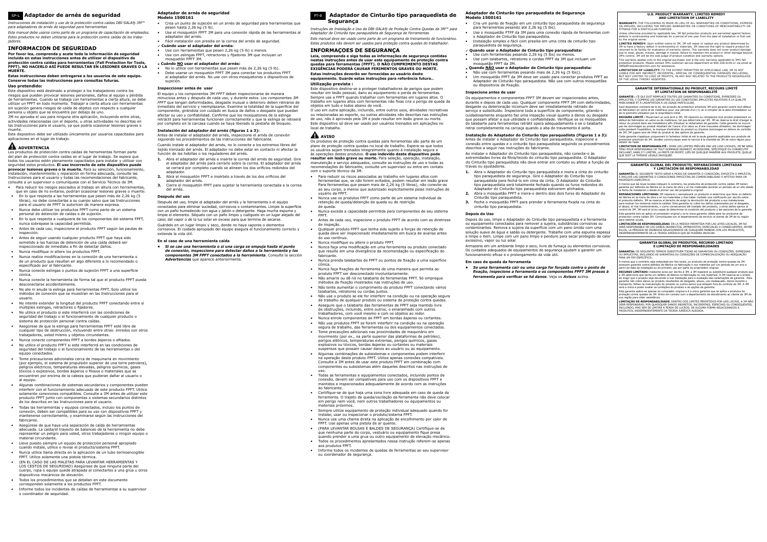# SP-L Adaptador de arnés de seguridad

*Instrucciones de instalación y uso de la protección contra caídas DBI-SALA® 3M™ para adaptadores de arnés de seguridad para herramientas*

*Este manual debe usarse como parte de un programa de capacitación de empleados. Estos productos no deben utilizarse para la protección contra caídas de los trabajadores.*

## INFORMACION DE SEGURIDAD

**Por favor lea, comprenda y acate toda la información de seguridad incluida en estas instrucciones antes de utilizar el dispositivo de protección contra caídas para herramientas (Fall Protection for Tools, FPFT). NO HACERLO ASÍ PUEDE RESULTAR EN LESIONES GRAVES O LA MUERTE.**

**Estas instrucciones deben entregarse a los usuarios de este equipo. Conserve todas las instrucciones para consultas futuras.**

### Uso pretendido:

Este dispositivo está destinado a proteger a los trabajadores contra los riesgos que pueden provocar lesiones personales, daños al equipo y pérdida de herramientas. Cuando se trabaja con herramientas a cierta altura, se debe utilizar un FPFT en todo momento. Trabajar a cierta altura con herramientas sin sujeción genera riesgos de caída de objetos con respecto a cualquier persona u objeto que se encuentre por debajo de uno.

3M no aprueba el uso para ninguna otra aplicación, incluyendo entre otras, actividades relacionadas con el deporte, u otras actividades no descritas en las Instrucciones para el usuario, ya que podría ocasionar lesiones graves o muerte.

Este dispositivo debe ser utilizado únicamente por usuarios capacitados para aplicaciones en el lugar de trabajo.

## ADVERTENCIA

Los productos de protección contra caídas de herramientas forman parte del plan de protección contra caídas en el lugar de trabajo. Se espera que todos los usuarios estén plenamente capacitados para instalar y utilizar con seguridad estos productos. **El uso incorrecto de este dispositivo puede provocar lesiones graves o la muerte.** Para su selección, funcionamiento, instalación, mantenimiento y reparación en forma adecuada, consulte las Instrucciones para el usuario y todas las recomendaciones del fabricante, consulte a un supervisor o comuníquese con el Servicio Técnico de 3M.

- Para reducir los riesgos asociados al trabajo en altura con herramientas, que en caso de no evitarse, podrían ocasionar lesiones graves o muerte:
- En lo que respecta a las herramientas que pesen más de 2,26 kg (5 libras), no debe conectarlas a su cuerpo salvo que las Instrucciones para el usuario de FPFT lo autoricen de manera expresa.
- Nunca debe utilizar los productos FPFT como parte de un sistema personal de detención de caídas o de sujeción.
- En lo que respecta a cualquiera de los componentes del sistema FPFT, nunca sobrepase la capacidad permitida.
- Antes de cada uso, inspeccione el producto FPFT según las pautas de inspección.
- Antes de seguir usando cualquier producto FPFT que haya sido sometido a las fuerzas de detención de una caída deberá ser inspeccionado de inmediato a fin de detectar daños.
- Nunca modifique ni altere los productos FPFT.
- Nunca realice modificaciones en la conexión de una herramienta o de un producto que resulten en algo diferente a lo recomendado o especificado por el fabricante.
- Nunca conecte eslingas o puntos de sujeción FPFT a una superficie cónica.
- Nunca conecte la herramienta de forma tal que el producto FPFT pueda desconectarse accidentalmente.
- No ate ni anude la eslinga para herramientas FPFT. Solo utilice los métodos de conexión que se muestran en las Instrucciones para el usuario.
- No intente extender la longitud del producto FPFT conectando entre sí múltiples eslingas, retractores o fijadores.
- No utilice el producto si este interferirá con las condiciones de seguridad del trabajo o el funcionamiento de cualquier producto o sistema de protección personal contra caídas.
- Asegúrese de que la eslinga para herramientas FPFT esté libre de cualquier tipo de obstrucción, incluyendo entre otras: enredos con otros trabajadores, usted mismo y objetos circundantes.
- Nunca conecte componentes FPFT a bordes ásperos o afilados.
- No utilice el producto FPFT si este interferirá en las condiciones de seguridad del trabajo o el funcionamiento de las herramientas o del equipo conectados.
- Tome precauciones adicionales cerca de maquinaria en movimiento (por ejemplo, el sistema de propulsión superior de una torre petrolera), peligros eléctricos, temperaturas elevadas, peligros químicos, gases tóxicos o explosivos, bordes ásperos o filosos o materiales que se encuentren por encima de la cabeza que pudieran dañar al usuario o al equipo.
- Algunas combinaciones de sistemas secundarios y componentes pueden interferir con el funcionamiento adecuado de este producto FPFT. Utilice solamente conexiones compatibles. Consulte a 3M antes de utilizar este producto FPFT junto con componentes o sistemas secundarios distintos de los descritos en las Instrucciones para el usuario.
- Todas las herramientas y equipos conectados, incluso los puntos de conexión, deben ser compatibles para su uso con dispositivos FPFT y mantenerse correctamente, y examinarse según las instrucciones del fabricante.
- Asegúrese de que haya una separación de caída de herramientas adecuada. La caída/el trayecto de balanceo de la herramienta no debe representar un peligro para usted, otros trabajadores o ningún equipo o material circundante.
- Lleve puesto siempre un equipo de protección personal apropiado cuando instale, utilice o revise el producto/sistema FPFT.
- Nunca utilice llama directa en la aplicación de un tubo termoencogible FPFT. Utilice solamente una pistola térmica.
- (EN EL CASO DE LAS MALETAS PARA LEVANTAR HERRAMIENTAS Y LOS CESTOS DE SEGURIDAD) Asegúrese de que ninguna parte del cuerpo, ropa o equipo quede atrapada al conectarlos a una grúa u otros dispositivos mecánicos de elevación.
- Todos los procedimientos que se detallan en este documento corresponden solamente a los productos FPFT.
- Informe todos los incidentes de caídas de herramientas a su supervisor o coordinador de seguridad.

### Adaptador de arnés de seguridad Modelo 1500161

- Crea un punto de sujeción en un arnés de seguridad para herramientas que pesen hasta 2,26 kg (5 lb).
- Use el mosquetón FPFT 3M para una conexión rápida de las herramientas al adaptador del arnés.
- Fácil instalación con presilla en la correa del arnés de seguridad.

**✓ Cuándo usar el adaptador del arnés:**

- Use con herramientas que pesen 2,26 kg (5 lb) o menos.
- Use con eslingas FPFT, retractores y fijadores 3M que incluyan un mosquetón FPFT 3M.

**✗ Cuándo NO usar el adaptador del arnés:**

- No lo utilice con herramientas que pesen más de 2,26 kg (5 lb).
- Debe usarse un mosquetón FPFT 3M para conectar los productos FPFT al adaptador del arnés. No use con otros mosquetones o dispositivos de sujeción.

### Inspeccionar antes de usar

El equipo y los componentes 3M *FPFT* deben inspeccionarse de manera minuciosa antes y después de cada uso, y durante estos. Los componentes *3M FPFT* que tengan deformidades, desgaste inusual o deterioro deben retirarse de inmediato del servicio y reemplazarse. Examine la totalidad de la superficie del componente, girándola con cuidado en busca de daños o desgaste que puedan afectar su uso y confiabilidad. Confirme que los mosquetones de la eslinga retráctil para herramientas funcionen correctamente y que la eslinga se retraerá por completo en la carcasa cuando se haya liberado la pestaña de bloqueo.

### Instalación del adaptador del arnés (figuras 1 a 3):

Antes de instalar el adaptador del arnés, inspeccione el arnés de conexión siguiendo los procedimientos de las instrucciones del fabricante.

Cuando instale el adaptador del arnés, no lo conecte a los extremos libres del tejido trenzado del arnés. El adaptador no debe estar en contacto ni afectar la función de las hebillas o los reguladores del arnés.

1. Abra el adaptador del arnés e inserte la correa del arnés de seguridad. Gire el adaptador del arnés para cerrarlo sobre la correa. El adaptador del arnés se cerrará por completo cuando se alineen los dos orificios redondos del adaptador.
2. Abra el mosquetón FPFT e insértelo a través de los dos orificios del adaptador del arnés.
3. Cierre el mosquetón FPFT para sujetar la herramienta conectada a la correa del arnés.

### Después del uso

Después del uso, limpie el adaptador del arnés y la herramienta o el equipo conectados para eliminar suciedad, corrosivos o contaminantes. Limpie la superficie con un paño humedecido con agua y jabón o detergente. Haga mucha espuma y limpie el elemento. Séquelo con un paño limpio y cuélguelo en un lugar alejado del calor, del vapor o de la luz solar en exceso para que termine de secarse.

Guárdelo en un lugar limpio y seco, donde no haya vapores o elementos corrosivos. El cuidado apropiado del equipo asegura el funcionamiento correcto y extiende la vida útil.

### En el caso de una herramienta caída

- ***Si se cae una herramienta o si una carga se empuja hasta el punto de conexión, inspeccione para detectar daños a la herramienta y los componentes 3M FPFT conectados a la herramienta***. Consulte la sección ***Advertencias*** que aparece anteriormente.

# PT-B Adaptador de Cinturão tipo paraquedista de Segurança

*Instruções de Instalação e Uso da DBI-SALA® de Proteção Contra Quedas da 3M™ para Adaptador de Cinturão tipo paraquedista de Segurança de Ferramentas*

*Este manual deve ser usado como parte de um programa de treinamento de funcionários. Estes produtos não devem ser usados para proteção contra quedas do trabalhador.*

## INFORMAÇÕES DE SEGURANÇA

**Leia, compreenda e siga todas as informações de segurança contidas nestas instruções antes de usar este equipamento de proteção contra quedas para ferramentas (FPFT). O NÃO CUMPRIMENTO DESTAS EXIGÊNCIAS PODERÁ CAUSAR FERIMENTOS GRAVES OU MORTE.**

**Estas instruções deverão ser fornecidas ao usuário deste equipamento. Guarde estas instruções para referência futura..**

### Utilização prevista :

Este dispositivo destina-se a proteger trabalhadores de perigos que podem resultar em lesão pessoal, dano ao equipamento e perda de ferramentas. Sempre use a FPFT quando trabalhar com ferramentas em lugares altos. O trabalho em lugares altos com ferramentas não fixas cria o perigo de queda de objetos em tudo e todos abaixo de você.

O uso em outra aplicação, incluindo, entre outros usos, atividades recreativas ou relacionadas ao esporte, ou outras atividades não descritas nas instruções de uso, não é aprovado pela 3M e pode resultar em lesão grave ou morte.

Este dispositivo só deve ser usado por usuários treinados em aplicações no local de trabalho.

## AVISO

Os produtos de proteção contra quedas para ferramentas são parte de um plano de proteção contra quedas no local de trabalho. Espera-se que todos os usuários sejam treinados integralmente quanto à instalação segura e às operações destes produtos. **O uso indevido deste dispositivo pode resultar em lesão grave ou morte.** Para seleção, operação, instalação, manutenção e serviço adequados, consulte as instruções de uso e todas as recomendações do fabricante, consulte um supervisor ou entre em contato com o suporte técnico da 3M.

- Para reduzir os riscos associados ao trabalho em lugares altos com ferramentas que, se não forem evitados, podem resultar em lesão grave Para ferramentas que pesam mais de 2,26 kg (5 libras), não conecte-as ao seu corpo, a menos que autorizado explicitamente pelas instruções de usuário da FPFT.
- Nunca use os produtos FPFT como parte de um sistema individual de retenção de queda/detenção de queda ou de restrição de queda.
- Nunca exceda a capacidade permitida para componentes de seu sistema FPFT.
- Antes de cada uso, inspecione o produto FPFT de acordo com as diretrizes de inspeção.
- Qualquer produto FPFT que tenha sido sujeito a forças de retenção de queda deve ser inspecionado imediatamente em busca de avarias antes do uso contínuo.
- Nunca modifique ou altere o produto FPFT.
- Nunca faça uma modificação em uma ferramenta ou produto conectado que resulte em uma divergência da recomendação ou especificação do fabricante.
- Nunca prenda talabartes de FPFT ou pontos de fixação a uma superfície cônica.
- Nunca faça fixações de ferramenta de uma maneira que permita ao produto FPFT ser desconectado involuntariamente.
- Não amarre ou dê nó no talabarte de ferramentas FPFT. Só empregue métodos de fixação mostrados nas instruções de uso.
- Não tente aumentar o comprimento do produto FPFT conectando vários talabartes, retratores ou cordas juntos.
- Não use o produto se ele for interferir na condição ou na operação segura de trabalho de qualquer produto ou sistema de proteção contra quedas.
- Assegure que o talabarte das ferramentas de FPFT seja mantido livre de obstruções, incluindo, entre outros, o emaranhado com outros trabalhadores, com você mesmo e com os objetos ao redor.
- Nunca enrole componentes de FPFT em bordas ásperas ou cortantes.
- Não use produtos FPFT se forem interferir na condição ou na operação segura de trabalho, das ferramentas ou dos equipamentos conectados.
- Tome precauções adicionais nas proximidades de maquinário em movimento (por ex., na parte superior das plataformas de petróleo), perigos elétricos, temperaturas extremas, perigos químicos, gases explosivos ou tóxicos, bordas ásperas ou cortantes ou materiais suspensos que possam causar danos ao usuário ou ao equipamento.
- Algumas combinações de subsistemas e componentes podem interferir na operação deste produto FPFT. Utilize apenas conexões compatíveis. Consulte a 3M antes de usar este produto FPFT em combinação com componentes ou subsistemas além daqueles descritos nas instruções de uso.
- Todas as ferramentas e equipamentos conectados, incluindo pontos de conexão, devem ser compatíveis para uso com os dispositivos FPFT e mantidos e inspecionados adequadamente de acordo com as instruções do fabricante.
- Certifique-se de que haja uma zona livre adequada em caso de queda da ferramenta. O trajeto de queda/oscilação da ferramenta não deve colocar em perigo nem você, nem outros trabalhadores ou equipamentos ou materiais próximos.
- Sempre utilize equipamento de proteção individual adequado quando for instalar, usar ou inspecionar o produto/sistema FPFT.
- Nunca use uma chama direta na aplicação de encolhimento por calor de FPFT. Use apenas uma pistola de ar quente.
- (PARA LEVANTAR BOLSAS E BALDES DE SEGURANÇA) Certifique-se de que nenhuma parte do corpo, vestuário ou equipamento fique presa quando prender a uma grua ou outro equipamento de elevação mecânico.
- Todos os procedimentos apresentados nessa instrução referem-se apenas aos produtos FPFT.
- Informe todos os incidentes de quedas de ferramentas ao seu supervisor ou coordenador de segurança.

### Adaptador de Cinturão tipo paraquedista de Segurança Modelo 1500161

- Cria um ponto de fixação em um cinturão tipo paraquedista de segurança para ferramentas pesando até 2,26 kg (5 lbs).
- Use o mosquetão FTFP da 3M para uma conexão rápida de ferramentas com o Adaptador de Cinturão tipo paraquedista.
- Instalação simples e fácil com presilha em uma cinta de cinturão tipo paraquedista de segurança.

**✓ Quando usar o Adaptador de Cinturão tipo paraquedista:**

- Use com ferramentas pesando 2,26 kg (5 lbs) ou menos.
- Use com talabartes, retratores e cordas FPFT da 3M que incluam um mosquetão FPFT da 3M.

**✗ Quando NÃO usar o Adaptador de Cinturão tipo paraquedista:**

- Não use com ferramentas pesando mais de 2,26 kg (5 lbs)).
- Um mosquetão FPFT da 3M deve ser usado para conectar produtos FPFT ao Adaptador de Cinturão tipo paraquedista. Não use com outros mosquetões ou dispositivos de fixação.

### Inspecione antes de usar

Os equipamentos e componentes *FPFT* 3M devem ser inspecionados antes, durante e depois de cada uso. Qualquer componente *FPFT* 3M com deformidades, desgaste ou deterioração incomum deve ser imediatamente retirado de serviço e substituído. Inspecione toda a superfície do componente, girando-o cuidadosamente enquanto faz uma inspeção visual quanto a danos ou desgaste que possam afetar a sua utilidade e confiabilidade. Verifique se os mosquetões do talabarte para ferramentas retrátil opera adequadamente e se o talabarte retrai completamente na carcaça quando a aba de travamento é solta.

### Instalação do Adaptador do Cinturão tipo paraquedista (Figuras 1 a 3):

Antes de instalar o Adaptador do Cinturão tipo paraquedista, inspecione a conexão entre quedas e o cinturão tipo paraquedista seguindo os procedimentos descritos a seguir nas instruções do fabricante.

Ao instalar o Adaptador do Cinturão tipo paraquedista, não o conecte-o às extremidades livres da fibra/tecido do cinturão tipo paraquedista. O Adaptador do Cinturão tipo paraquedista não deve entrar em contato ou afetar a função de travas ou ajustadores.

1. Abra o Adaptador do Cinturão tipo paraquedista e insira a cinta do cinturão tipo paraquedista de segurança. Gire o Adaptador do Cinturão tipo paraquedista para fechá-lo em cima da cinta. O Adaptador do Cinturão tipo paraquedista será totalmente fechado quando os furos redondos do Adaptador do Cinturão tipo paraquedista estiverem alinhados.
2. Abra o mosquetão FPFT e insira-o dentro dos dois furos do Adaptador do Cinturão tipo paraquedista.
3. Feche o mosquetão FPFT para prender a ferramenta fixada na cinta do cinturão tipo paraquedista.

### Depois do Uso

Depois do uso, limpe o Adaptador do Cinturão tipo paraquedista e a ferramenta ou equipamento conectados para remover a sujeira, substâncias corrosivas ou contaminantes. Remova a sujeira da superfície com um pano úmido com uma solução suave de água e sabão ou detergente. Trabalhe com uma espuma espessa e limpe o item. Limpe com um pano limpo e pendure para secar protegido de calor excessivo, vapor ou luz solar.

Armazene em um ambiente limpo e seco, livre de fumaça ou elementos corrosivos. Os cuidados adequados de equipamentos de segurança ajudam a garantir um funcionamento eficaz e o prolongamento da vida útil.

### Em caso de queda da ferramenta

- ***Se uma ferramenta cair ou uma carga for forçada contra o ponto de fixação, inspecione a ferramenta e os componentes FPFT 3M presos à ferramenta para verificar se há danos***. Veja os ***Avisos*** acima.

## U.S. PRODUCT WARRANTY, LIMITED REMEDY AND LIMITATION OF LIABILITY

**WARRANTY:** THE FOLLOWING IS MADE IN LIEU OF ALL WARRANTIES OR CONDITIONS, EXPRESS OR IMPLIED, INCLUDING THE IMPLIED WARRANTIES OR CONDITIONS OF MERCHANTABILITY OR FITNESS FOR A PARTICULAR PURPOSE.

Unless otherwise provided by applicable law, 3M fall protection products are warranted against factory defects in workmanship and materials for a period of one year from the date of installation or first use by the original owner.

**LIMITED REMEDY:** Upon written notice to 3M, 3M will repair or replace any product determined by 3M to have a factory defect in workmanship or materials. 3M reserves the right to require product be returned to its facility for evaluation of warranty claims. This warranty does not cover product damage due to wear, abuse, misuse, damage in transit, failure to maintain the product or other damage beyond 3M's control. 3M will be the sole judge of product condition and warranty options.

This warranty applies only to the original purchaser and is the only warranty applicable to 3M's fall protection products. Please contact 3M's customer service department at 800-328-6146 or via email at 3MFallProtection@mmm.com for assistance.

**LIMITATION OF LIABILITY:** TO THE EXTENT PERMITTED BY APPLICABLE LAW, 3M IS NOT LIABLE FOR ANY INDIRECT, INCIDENTAL, SPECIAL OR CONSEQUENTIAL DAMAGES INCLUDING, BUT NOT LIMITED TO LOSS OF PROFITS, IN ANY WAY RELATED TO THE PRODUCTS REGARDLESS OF THE LEGAL THEORY ASSERTED.

## GARANTIE INTERNATIONALE DU PRODUIT, RECOURS LIMITÉ ET LIMITATION DE RESPONSABILITÉ

**GARANTIE :** CE QUI SUIT REMPLACE TOUTES LES GARANTIES OU CONDITIONS, EXPRESSES OU IMPLICITES, Y COMPRIS LES GARANTIES OU LES CONDITIONS IMPLICITES RELATIVES À LA QUALITÉ MARCHANDE ET À L'ADAPTATION À UN USAGE PARTICULIER.

Sauf disposition contraire de la loi, les produits de protection antichute 3M sont garantis contre tout défaut de fabrication en usine et de matériaux pour une période d'un (1) an à compter de la date d'installation ou de la première utilisation par le propriétaire initial.

**RECOURS LIMITÉ :** Moyennant un avis écrit à 3M, 3M réparera ou remplacera tout produit présentant un défaut de fabrication en usine ou de matériaux, tel que déterminé par 3M. 3M se réserve le droit d'exiger le retour du produit dans ses installations afin d'évaluer la réclamation de garantie. Cette garantie ne couvre pas les dommages au produit résultant de l'usure, d'un abus ou d'une mauvaise utilisation, les dommages subis pendant l'expédition, le manque d'entretien du produit ou d'autres dommages en dehors du contrôle de 3M. 3M jugera seul de l'état du produit et des options de garantie.

Cette garantie s'applique uniquement à l'acheteur initial et est la seule garantie applicable aux produits de protection antichute de 3M. Veuillez communiquer avec le service à la clientèle de 3M de votre région pour obtenir de l'aide.

**LIMITATION DE RESPONSABILITÉ :** DANS LES LIMITES PRÉVUES PAR LES LOIS LOCALES, 3M NE SERA TENU POUR RESPONSABLE DE TOUT DOMMAGE INDIRECT, ACCESSOIRE, SPÉCIFIQUE OU CONSÉCUTIF INCLUANT, SANS S'Y LIMITER, LA PERTE DE PROFIT, LIÉS DE QUELQUE MANIÈRE AUX PRODUITS, QUELLE QUE SOIT LA THÉORIE LÉGALE INVOQUÉE.

## GARANTÍA GLOBAL DEL PRODUCTO, REPARACIONES LIMITADAS Y LIMITACIÓN DE RESPONSABILIDAD

**GARANTÍA:** EL SIGUIENTE TEXTO SIRVE A MODO DE GARANTÍA O CONDICIÓN, EXPLÍCITA O IMPLÍCITA, E INCLUYE LAS GARANTÍAS O CONDICIONES IMPLÍCITAS DE COMERCIABILIDAD O APTITUD PARA UN PROPÓSITO ESPECÍFICO.

A menos que las leyes locales indiquen lo contrario, los productos de protección contra caídas 3M tienen garantía por defectos de fábrica en la mano de obra y en los materiales durante un período de un año desde la fecha de instalación o desde el primer uso del propietario original.

**REPARACIONES LIMITADAS:** 3M reparará o reemplazará un producto si determina que tiene un defecto de fábrica en la mano de obra o en los materiales y tras haber recibido una notificación por escrito sobre el presunto defecto. 3M se reserva el derecho de exigir la devolución del producto a sus instalaciones para evaluar los reclamos sobre la calidad. Esta garantía no cubre los daños ocasionados por el desgaste, el abuso, el mal mantenimiento, o como consecuencia del traslado del producto, u otros daños ajenos al control de 3M. 3M será el único capaz de determinar la condición del producto y las opciones de la garantía.

Esta garantía solo se aplica al comprador original y es la única garantía válida para los productos de protección contra caídas 3M. Comuníquese con el departamento de servicio al cliente de 3M de su región para obtener ayuda.

**LIMITACIÓN DE RESPONSABILIDAD:** EN LA MEDIDA PERMITIDA POR LAS LEYES LOCALES, 3M NO SERÁ RESPONSABLE DE LOS DAÑOS INDIRECTOS, IMPREVISTOS, ESPECIALES O CONSECUENTES; ENTRE ELLOS, LA PÉRDIDA DE INGRESOS RELACIONADOS DE CUALQUIER MANERA CON LOS PRODUCTOS, INDEPENDIENTEMENTE DE LA TEORÍA JURÍDICA QUE SE PUDIERA INVOCAR.

## GARANTIA GLOBAL DE PRODUTOS, RECURSO LIMITADO E LIMITAÇÃO DE RESPONSABILIDADES

**GARANTIA:** OS SEGUINTES TERMOS SUBSTITUEM TODAS AS GARANTIAS OU CONDIÇÕES, EXPRESSAS OU IMPLÍCITAS, INCLUINDO AS GARANTIAS OU CONDIÇÕES DE COMERCIALIZAÇÃO OU ADEQUAÇÃO PARA UM FIM ESPECÍFICO.

A menos que o contrário seja estipulado por leis locais, os produtos de proteção contra quedas da 3M possuem garantia contra defeitos de fábrica na fabricação e nos materiais por um período de um ano a partir da data de instalação ou do primeiro uso por parte do proprietário original.

**RECURSO LIMITADO:** mediante aviso por escrito à 3M, a 3M reparará ou substituirá qualquer produto que a 3M determine que tenha um defeito de fábrica na fabricação ou nos materiais. A 3M reserva-se o direito de exigir que o produto seja devolvido à sua instalação para a avaliação das reclamações de garantia. Esta garantia não cobre danos ao produto resultantes de desgaste, abuso, uso inadequado, danos durante o transporte, falhas na manutenção do produto ou outros danos que estejam fora do controle da 3M. A 3M será a única a poder avaliar as condições do produto e as opções de garantia.

Esta garantia aplica-se apenas ao comprador original e é a única garantia que se aplica a produtos de proteção contra quedas da 3M. Entre em contato com o departamento de atendimento ao cliente da 3M de sua região para obter assistência.

**LIMITAÇÃO DE RESPONSABILIDADE:** DENTRO DOS LIMITES PERMITIDOS POR LEIS LOCAIS, A 3M NÃO SERÁ RESPONSÁVEL POR QUAISQUER DANOS INDIRETOS, INCIDENTAIS, ESPECIAIS OU CONSEQUENTES, INCLUINDO, MAS SEM SE LIMITAR À PERDA DE LUCROS, DE ALGUMA FORMA RELACIONADOS A PRODUTOS, INDEPENDENTEMENTE DA TEORIA JURÍDICA ALEGADA.